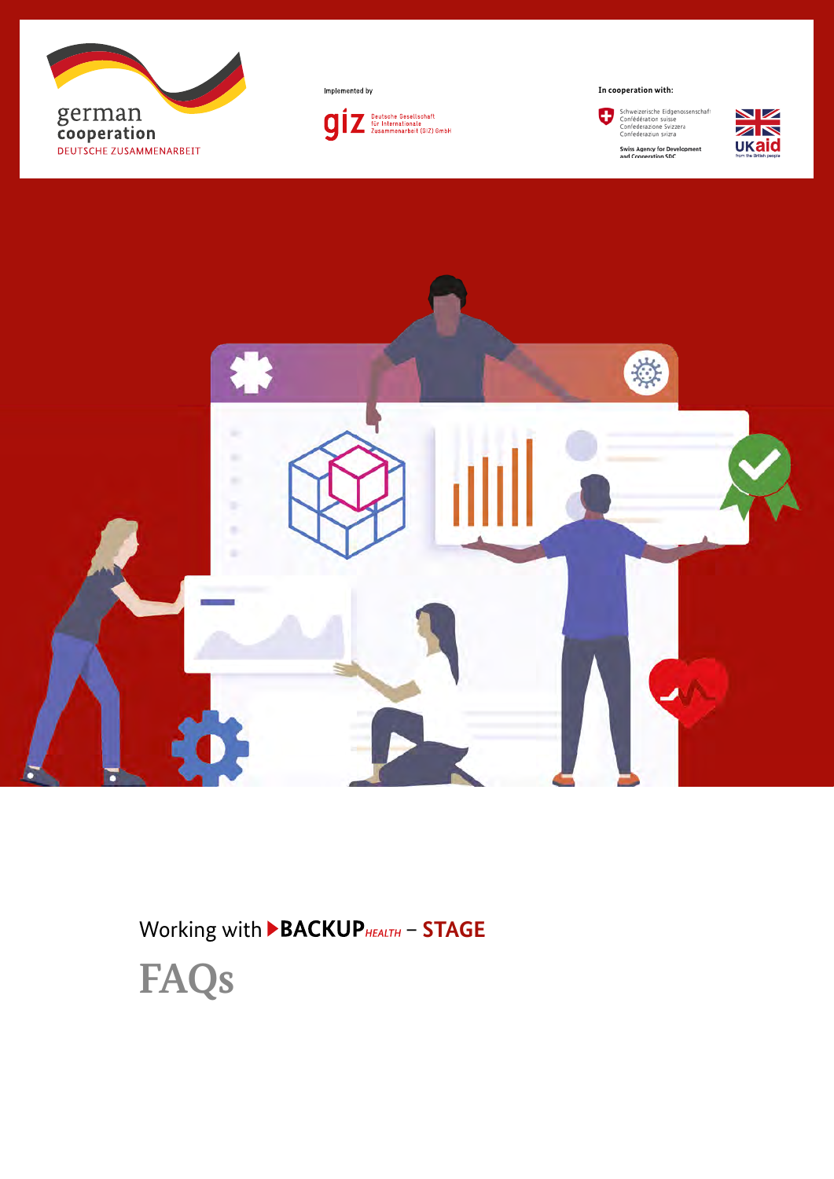german cooperation
DEUTSCHE ZUSAMMENARBEIT

Implemented by

giz Deutsche Gesellschaft für Internationale Zusammenarbeit (GIZ) GmbH

In cooperation with:

Schweizerische Eidgenossenschaft
Confédération suisse
Confederazione Svizzera
Confederaziun svizra

Swiss Agency for Development and Cooperation SDC

UKaid from the British people

Working with BACKUP *HEALTH* – STAGE

# FAQs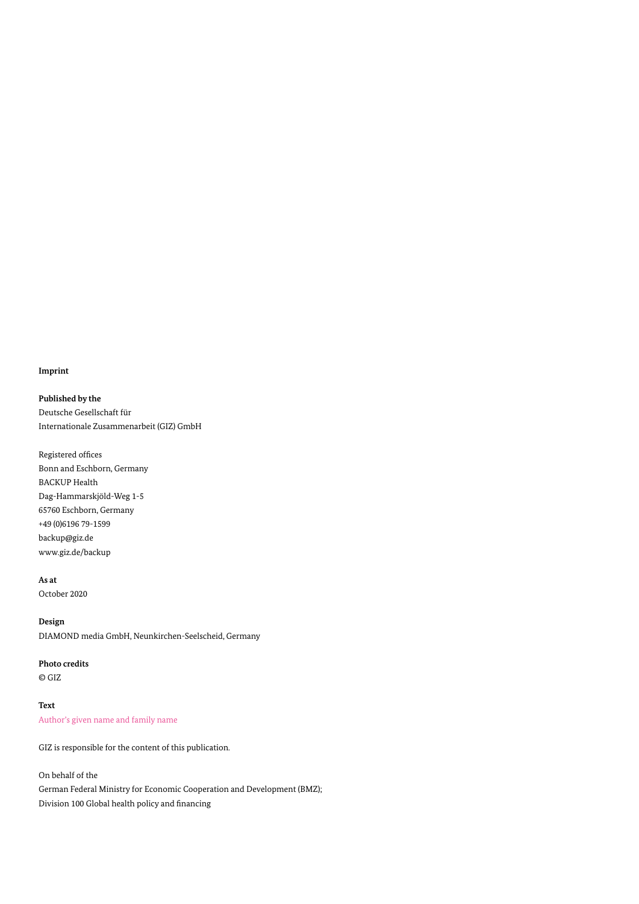**Imprint**

**Published by the**
Deutsche Gesellschaft für
Internationale Zusammenarbeit (GIZ) GmbH

Registered offices
Bonn and Eschborn, Germany
BACKUP Health
Dag-Hammarskjöld-Weg 1-5
65760 Eschborn, Germany
+49 (0)6196 79-1599
backup@giz.de
www.giz.de/backup

**As at**
October 2020

**Design**
DIAMOND media GmbH, Neunkirchen-Seelscheid, Germany

**Photo credits**
© GIZ

**Text**
Author's given name and family name

GIZ is responsible for the content of this publication.

On behalf of the
German Federal Ministry for Economic Cooperation and Development (BMZ);
Division 100 Global health policy and financing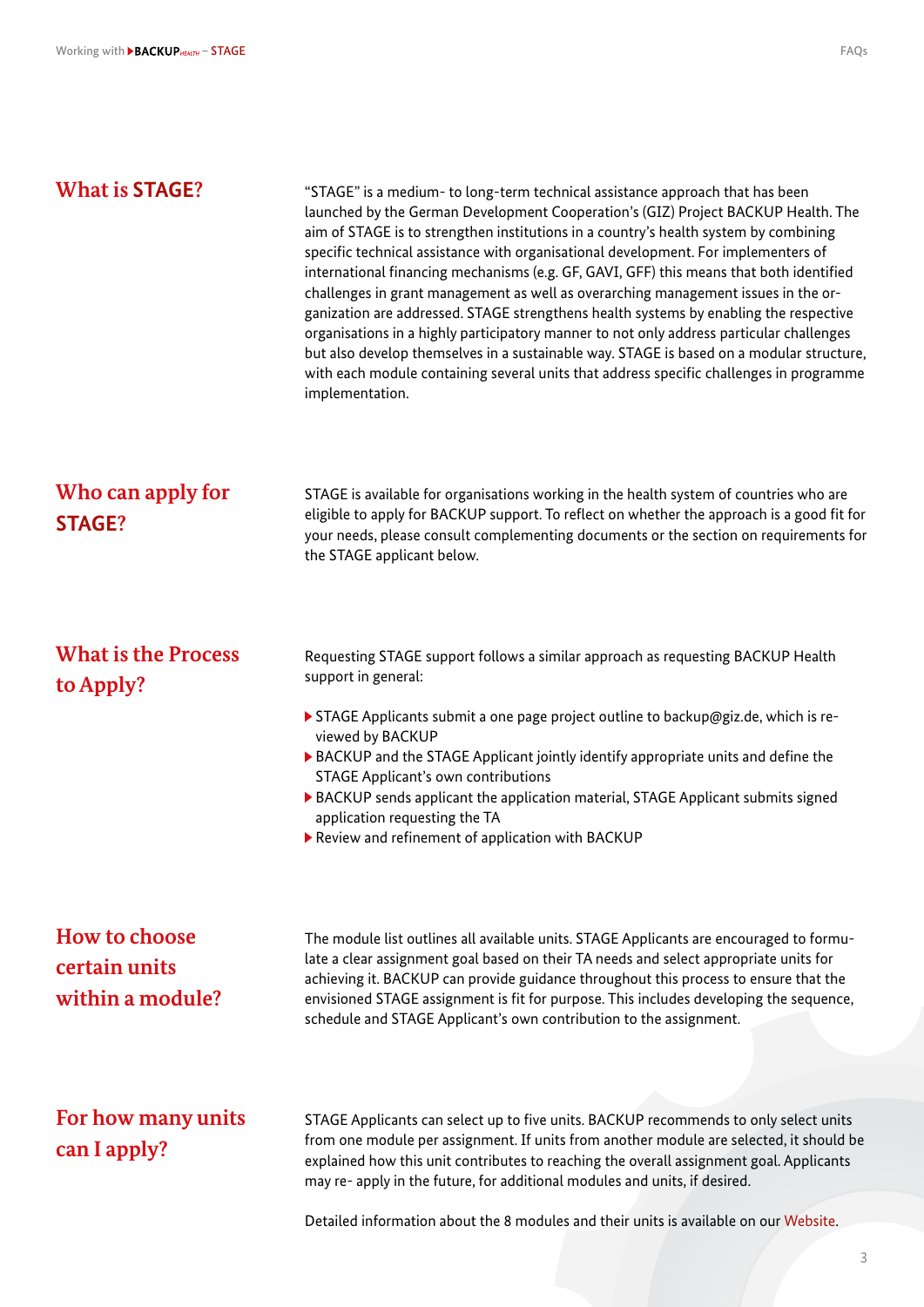## What is STAGE?

"STAGE" is a medium- to long-term technical assistance approach that has been launched by the German Development Cooperation's (GIZ) Project BACKUP Health. The aim of STAGE is to strengthen institutions in a country's health system by combining specific technical assistance with organisational development. For implementers of international financing mechanisms (e.g. GF, GAVI, GFF) this means that both identified challenges in grant management as well as overarching management issues in the organization are addressed. STAGE strengthens health systems by enabling the respective organisations in a highly participatory manner to not only address particular challenges but also develop themselves in a sustainable way. STAGE is based on a modular structure, with each module containing several units that address specific challenges in programme implementation.

## Who can apply for STAGE?

STAGE is available for organisations working in the health system of countries who are eligible to apply for BACKUP support. To reflect on whether the approach is a good fit for your needs, please consult complementing documents or the section on requirements for the STAGE applicant below.

## What is the Process to Apply?

Requesting STAGE support follows a similar approach as requesting BACKUP Health support in general:

- STAGE Applicants submit a one page project outline to backup@giz.de, which is reviewed by BACKUP
- BACKUP and the STAGE Applicant jointly identify appropriate units and define the STAGE Applicant's own contributions
- BACKUP sends applicant the application material, STAGE Applicant submits signed application requesting the TA
- Review and refinement of application with BACKUP

## How to choose certain units within a module?

The module list outlines all available units. STAGE Applicants are encouraged to formulate a clear assignment goal based on their TA needs and select appropriate units for achieving it. BACKUP can provide guidance throughout this process to ensure that the envisioned STAGE assignment is fit for purpose. This includes developing the sequence, schedule and STAGE Applicant's own contribution to the assignment.

## For how many units can I apply?

STAGE Applicants can select up to five units. BACKUP recommends to only select units from one module per assignment. If units from another module are selected, it should be explained how this unit contributes to reaching the overall assignment goal. Applicants may re- apply in the future, for additional modules and units, if desired.

Detailed information about the 8 modules and their units is available on our Website.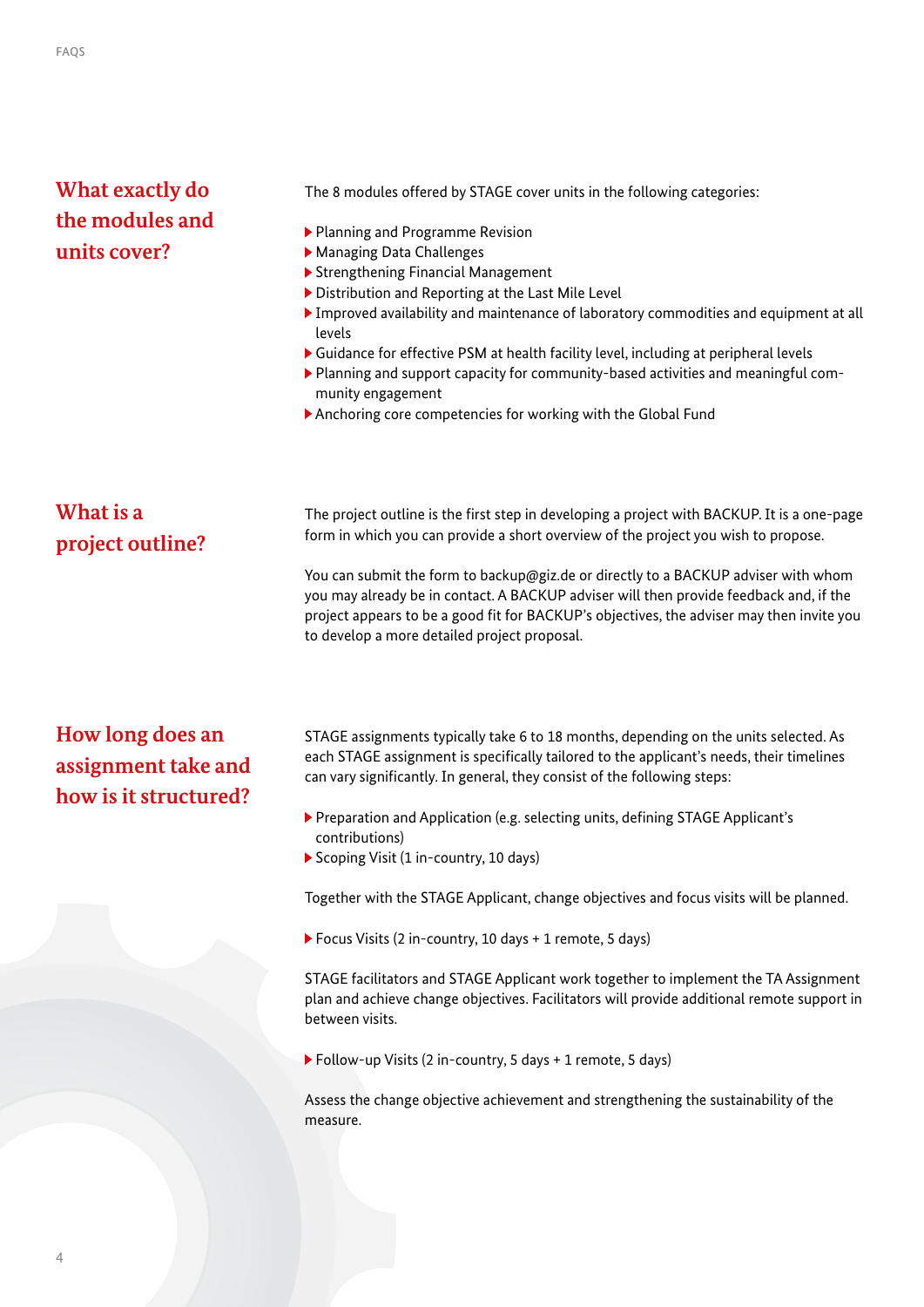## What exactly do the modules and units cover?

The 8 modules offered by STAGE cover units in the following categories:

- Planning and Programme Revision
- Managing Data Challenges
- Strengthening Financial Management
- Distribution and Reporting at the Last Mile Level
- Improved availability and maintenance of laboratory commodities and equipment at all levels
- Guidance for effective PSM at health facility level, including at peripheral levels
- Planning and support capacity for community-based activities and meaningful community engagement
- Anchoring core competencies for working with the Global Fund

## What is a project outline?

The project outline is the first step in developing a project with BACKUP. It is a one-page form in which you can provide a short overview of the project you wish to propose.

You can submit the form to backup@giz.de or directly to a BACKUP adviser with whom you may already be in contact. A BACKUP adviser will then provide feedback and, if the project appears to be a good fit for BACKUP's objectives, the adviser may then invite you to develop a more detailed project proposal.

## How long does an assignment take and how is it structured?

STAGE assignments typically take 6 to 18 months, depending on the units selected. As each STAGE assignment is specifically tailored to the applicant's needs, their timelines can vary significantly. In general, they consist of the following steps:

- Preparation and Application (e.g. selecting units, defining STAGE Applicant's contributions)
- Scoping Visit (1 in-country, 10 days)

Together with the STAGE Applicant, change objectives and focus visits will be planned.

- Focus Visits (2 in-country, 10 days + 1 remote, 5 days)

STAGE facilitators and STAGE Applicant work together to implement the TA Assignment plan and achieve change objectives. Facilitators will provide additional remote support in between visits.

- Follow-up Visits (2 in-country, 5 days + 1 remote, 5 days)

Assess the change objective achievement and strengthening the sustainability of the measure.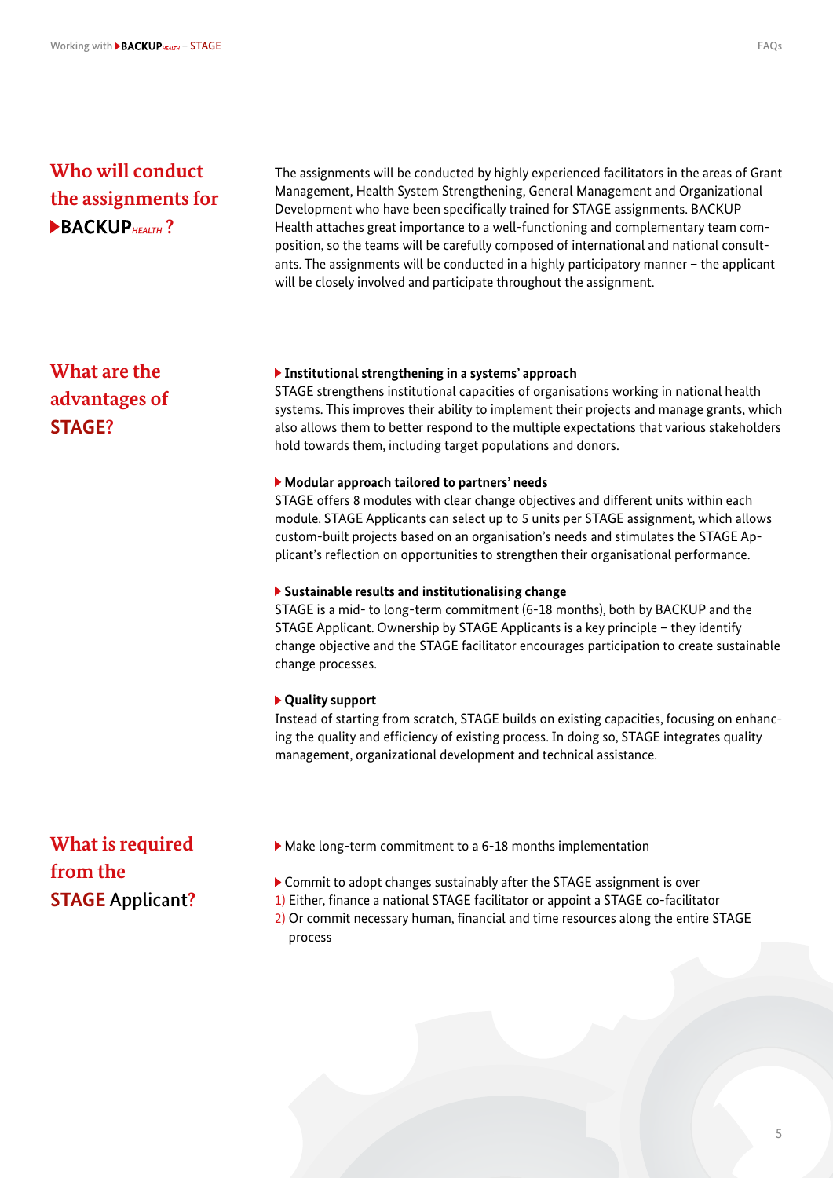## Who will conduct the assignments for ▶BACKUP*HEALTH*?

The assignments will be conducted by highly experienced facilitators in the areas of Grant Management, Health System Strengthening, General Management and Organizational Development who have been specifically trained for STAGE assignments. BACKUP Health attaches great importance to a well-functioning and complementary team composition, so the teams will be carefully composed of international and national consultants. The assignments will be conducted in a highly participatory manner – the applicant will be closely involved and participate throughout the assignment.

## What are the advantages of STAGE?

▶ **Institutional strengthening in a systems' approach**
STAGE strengthens institutional capacities of organisations working in national health systems. This improves their ability to implement their projects and manage grants, which also allows them to better respond to the multiple expectations that various stakeholders hold towards them, including target populations and donors.

▶ **Modular approach tailored to partners' needs**
STAGE offers 8 modules with clear change objectives and different units within each module. STAGE Applicants can select up to 5 units per STAGE assignment, which allows custom-built projects based on an organisation's needs and stimulates the STAGE Applicant's reflection on opportunities to strengthen their organisational performance.

▶ **Sustainable results and institutionalising change**
STAGE is a mid- to long-term commitment (6-18 months), both by BACKUP and the STAGE Applicant. Ownership by STAGE Applicants is a key principle – they identify change objective and the STAGE facilitator encourages participation to create sustainable change processes.

▶ **Quality support**
Instead of starting from scratch, STAGE builds on existing capacities, focusing on enhancing the quality and efficiency of existing process. In doing so, STAGE integrates quality management, organizational development and technical assistance.

## What is required from the STAGE Applicant?

▶ Make long-term commitment to a 6-18 months implementation

▶ Commit to adopt changes sustainably after the STAGE assignment is over
1) Either, finance a national STAGE facilitator or appoint a STAGE co-facilitator
2) Or commit necessary human, financial and time resources along the entire STAGE process